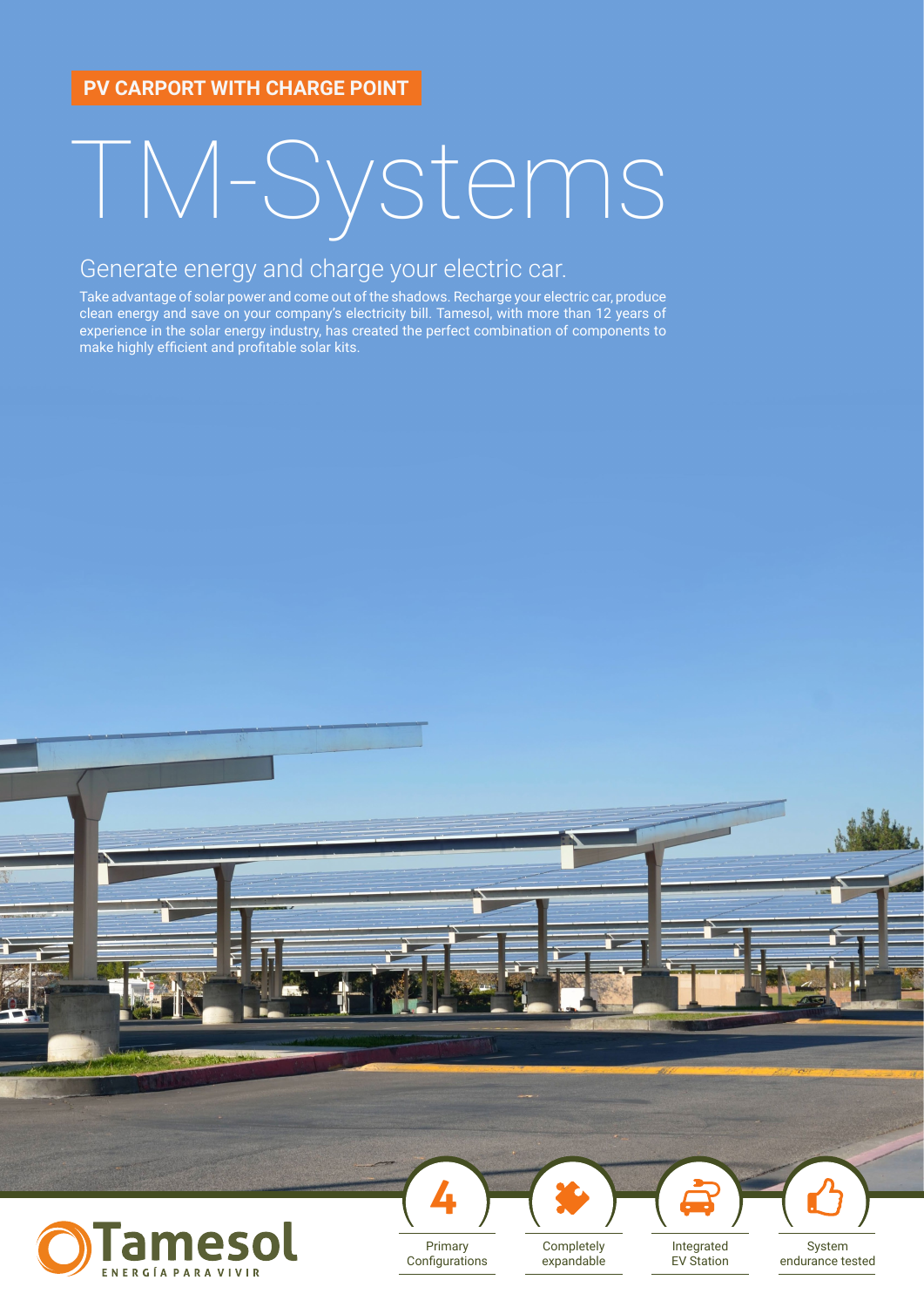**PV CARPORT WITH CHARGE POINT**

# TM-Systems

## Generate energy and charge your electric car.

Take advantage of solar power and come out of the shadows. Recharge your electric car, produce clean energy and save on your company's electricity bill. Tamesol, with more than 12 years of experience in the solar energy industry, has created the perfect combination of components to make highly efficient and profitable solar kits.

Tamesol
ENERGÍA PARA VIVIR

- **4** Primary Configurations
- Completely expandable
- Integrated EV Station
- System endurance tested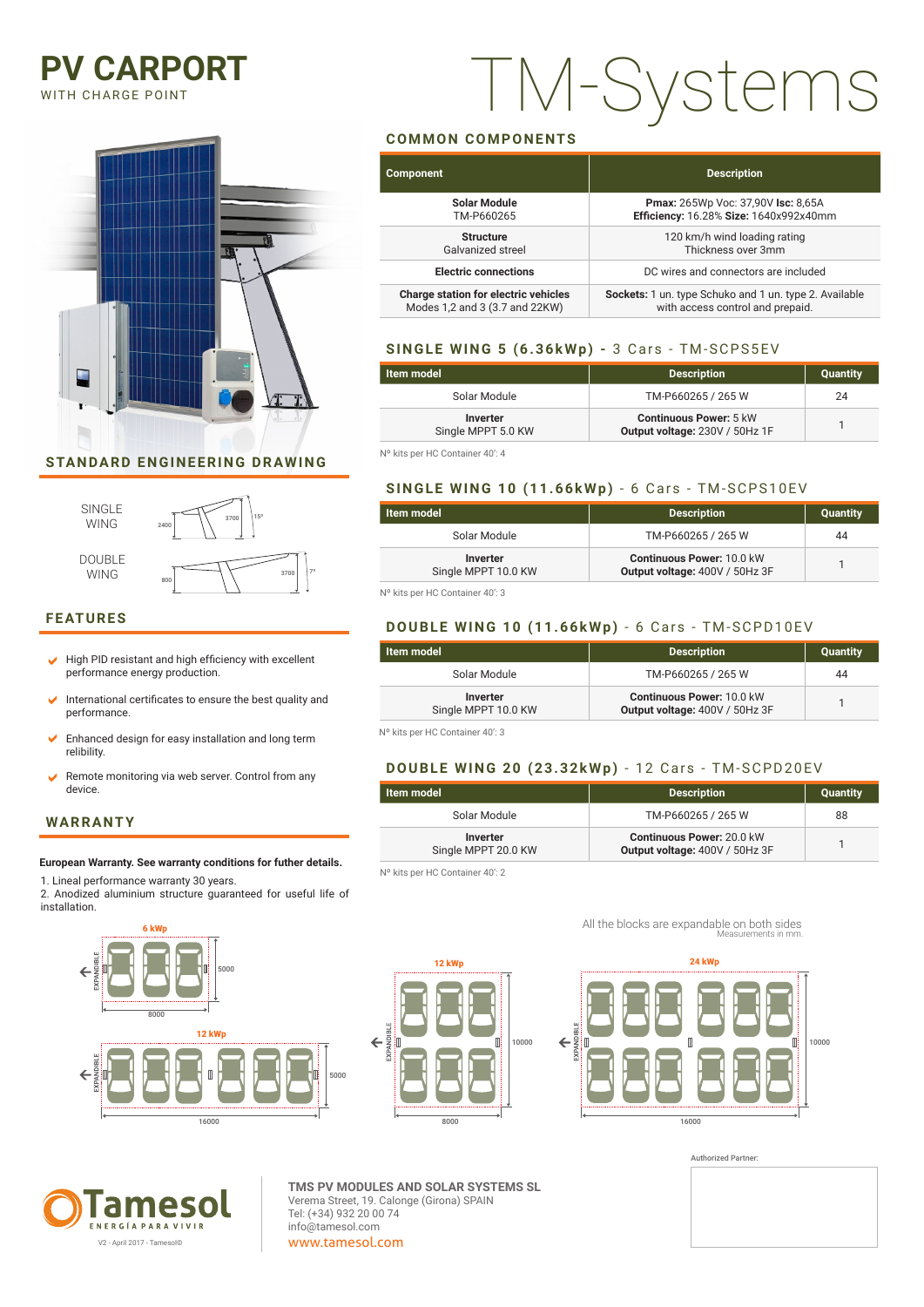# PV CARPORT

WITH CHARGE POINT

# TM-Systems

## COMMON COMPONENTS

| Component | Description |
|---|---|
| **Solar Module** TM-P660265 | **Pmax:** 265Wp Voc: 37,90V **Isc:** 8,65A **Efficiency:** 16.28% **Size:** 1640x992x40mm |
| **Structure** Galvanized streel | 120 km/h wind loading rating Thickness over 3mm |
| **Electric connections** | DC wires and connectors are included |
| **Charge station for electric vehicles** Modes 1,2 and 3 (3.7 and 22KW) | **Sockets:** 1 un. type Schuko and 1 un. type 2. Available with access control and prepaid. |

## STANDARD ENGINEERING DRAWING

SINGLE WING

2400
3700
15º

DOUBLE WING

800
3700
7º

## FEATURES

- High PID resistant and high efficiency with excellent performance energy production.
- International certificates to ensure the best quality and performance.
- Enhanced design for easy installation and long term relibility.
- Remote monitoring via web server. Control from any device.

## WARRANTY

**European Warranty. See warranty conditions for futher details.**

1. Lineal performance warranty 30 years.
2. Anodized aluminium structure guaranteed for useful life of installation.

## SINGLE WING 5 (6.36kWp) - 3 Cars - TM-SCPS5EV

| Item model | Description | Quantity |
|---|---|---|
| Solar Module | TM-P660265 / 265 W | 24 |
| **Inverter** Single MPPT 5.0 KW | **Continuous Power:** 5 kW **Output voltage:** 230V / 50Hz 1F | 1 |

Nº kits per HC Container 40': 4

## SINGLE WING 10 (11.66kWp) - 6 Cars - TM-SCPS10EV

| Item model | Description | Quantity |
|---|---|---|
| Solar Module | TM-P660265 / 265 W | 44 |
| **Inverter** Single MPPT 10.0 KW | **Continuous Power:** 10.0 kW **Output voltage:** 400V / 50Hz 3F | 1 |

Nº kits per HC Container 40': 3

## DOUBLE WING 10 (11.66kWp) - 6 Cars - TM-SCPD10EV

| Item model | Description | Quantity |
|---|---|---|
| Solar Module | TM-P660265 / 265 W | 44 |
| **Inverter** Single MPPT 10.0 KW | **Continuous Power:** 10.0 kW **Output voltage:** 400V / 50Hz 3F | 1 |

Nº kits per HC Container 40': 3

## DOUBLE WING 20 (23.32kWp) - 12 Cars - TM-SCPD20EV

| Item model | Description | Quantity |
|---|---|---|
| Solar Module | TM-P660265 / 265 W | 88 |
| **Inverter** Single MPPT 20.0 KW | **Continuous Power:** 20.0 kW **Output voltage:** 400V / 50Hz 3F | 1 |

Nº kits per HC Container 40': 2

All the blocks are expandable on both sides

Measurements in mm.

6 kWp
EXPANDIBLE
5000
8000

12 kWp
EXPANDIBLE
5000
16000

12 kWp
EXPANDIBLE
10000
8000

24 kWp
EXPANDIBLE
10000
16000

Tamesol
ENERGÍA PARA VIVIR

V2 - April 2017 - Tamesol©

**TMS PV MODULES AND SOLAR SYSTEMS SL**
Verema Street, 19. Calonge (Girona) SPAIN
Tel: (+34) 932 20 00 74
info@tamesol.com
www.tamesol.com

Authorized Partner: